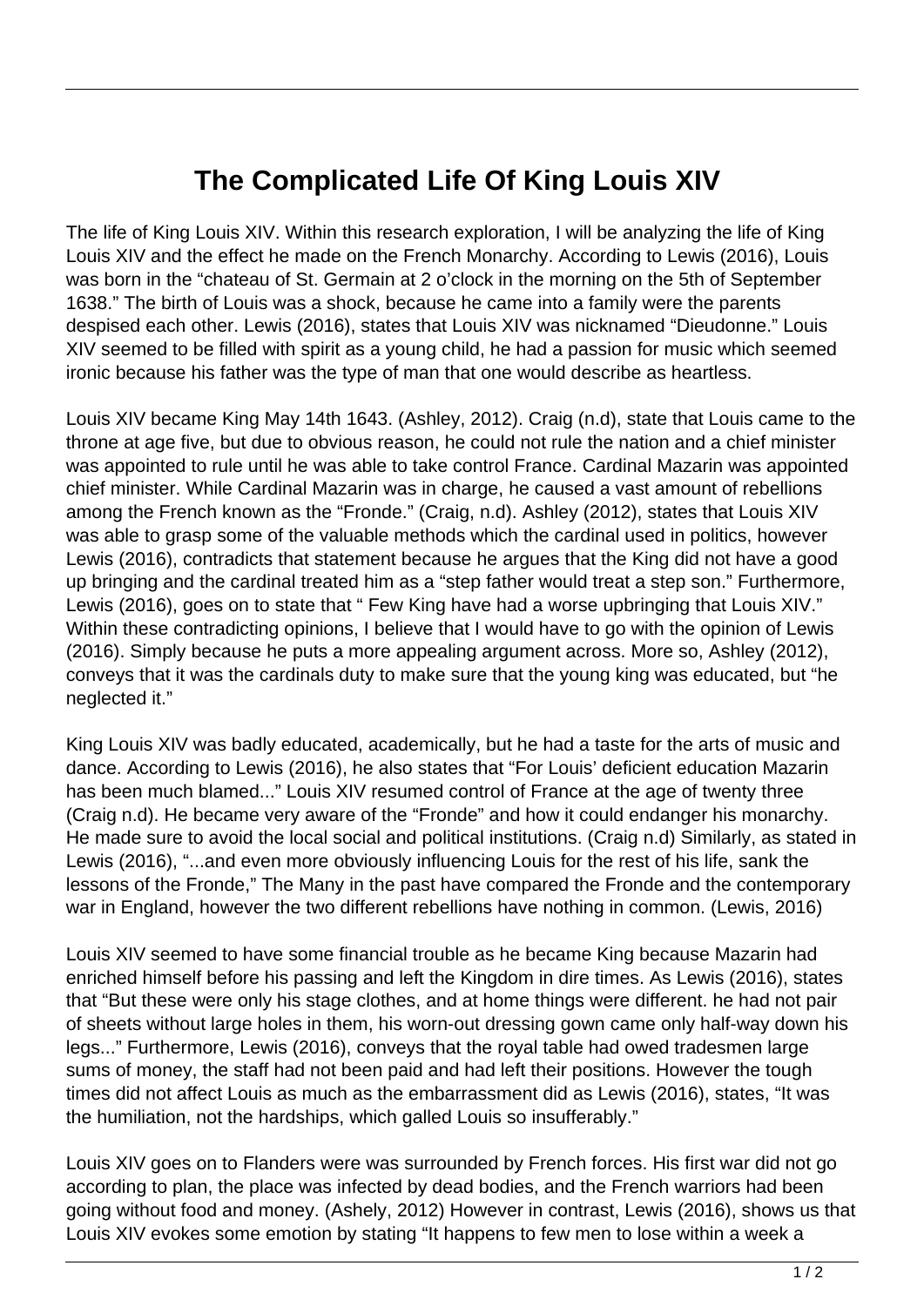# The Complicated Life Of King Louis XIV

The life of King Louis XIV. Within this research exploration, I will be analyzing the life of King Louis XIV and the effect he made on the French Monarchy. According to Lewis (2016), Louis was born in the "chateau of St. Germain at 2 o'clock in the morning on the 5th of September 1638." The birth of Louis was a shock, because he came into a family were the parents despised each other. Lewis (2016), states that Louis XIV was nicknamed "Dieudonne." Louis XIV seemed to be filled with spirit as a young child, he had a passion for music which seemed ironic because his father was the type of man that one would describe as heartless.

Louis XIV became King May 14th 1643. (Ashley, 2012). Craig (n.d), state that Louis came to the throne at age five, but due to obvious reason, he could not rule the nation and a chief minister was appointed to rule until he was able to take control France. Cardinal Mazarin was appointed chief minister. While Cardinal Mazarin was in charge, he caused a vast amount of rebellions among the French known as the "Fronde." (Craig, n.d). Ashley (2012), states that Louis XIV was able to grasp some of the valuable methods which the cardinal used in politics, however Lewis (2016), contradicts that statement because he argues that the King did not have a good up bringing and the cardinal treated him as a "step father would treat a step son." Furthermore, Lewis (2016), goes on to state that " Few King have had a worse upbringing that Louis XIV." Within these contradicting opinions, I believe that I would have to go with the opinion of Lewis (2016). Simply because he puts a more appealing argument across. More so, Ashley (2012), conveys that it was the cardinals duty to make sure that the young king was educated, but "he neglected it."

King Louis XIV was badly educated, academically, but he had a taste for the arts of music and dance. According to Lewis (2016), he also states that "For Louis' deficient education Mazarin has been much blamed..." Louis XIV resumed control of France at the age of twenty three (Craig n.d). He became very aware of the "Fronde" and how it could endanger his monarchy. He made sure to avoid the local social and political institutions. (Craig n.d) Similarly, as stated in Lewis (2016), "...and even more obviously influencing Louis for the rest of his life, sank the lessons of the Fronde," The Many in the past have compared the Fronde and the contemporary war in England, however the two different rebellions have nothing in common. (Lewis, 2016)

Louis XIV seemed to have some financial trouble as he became King because Mazarin had enriched himself before his passing and left the Kingdom in dire times. As Lewis (2016), states that "But these were only his stage clothes, and at home things were different. he had not pair of sheets without large holes in them, his worn-out dressing gown came only half-way down his legs..." Furthermore, Lewis (2016), conveys that the royal table had owed tradesmen large sums of money, the staff had not been paid and had left their positions. However the tough times did not affect Louis as much as the embarrassment did as Lewis (2016), states, "It was the humiliation, not the hardships, which galled Louis so insufferably."

Louis XIV goes on to Flanders were was surrounded by French forces. His first war did not go according to plan, the place was infected by dead bodies, and the French warriors had been going without food and money. (Ashely, 2012) However in contrast, Lewis (2016), shows us that Louis XIV evokes some emotion by stating "It happens to few men to lose within a week a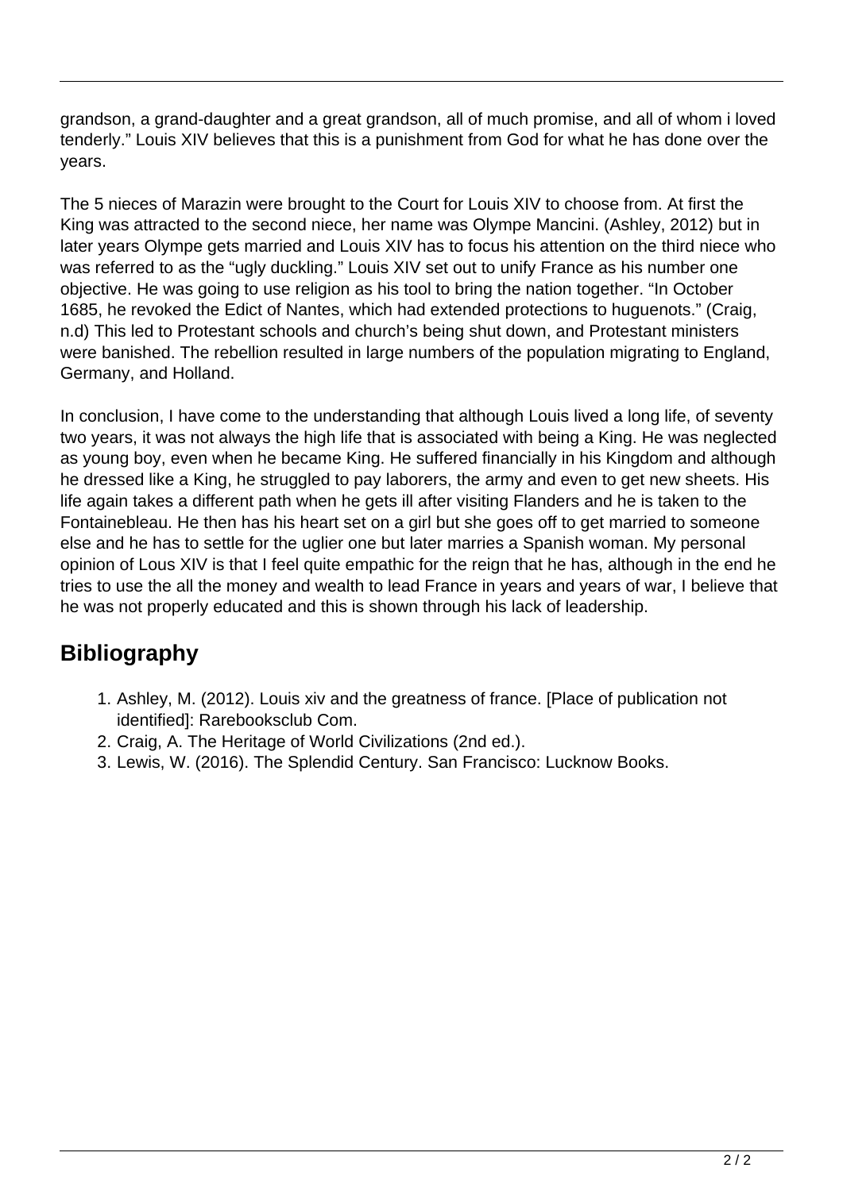grandson, a grand-daughter and a great grandson, all of much promise, and all of whom i loved tenderly." Louis XIV believes that this is a punishment from God for what he has done over the years.

The 5 nieces of Marazin were brought to the Court for Louis XIV to choose from. At first the King was attracted to the second niece, her name was Olympe Mancini. (Ashley, 2012) but in later years Olympe gets married and Louis XIV has to focus his attention on the third niece who was referred to as the "ugly duckling." Louis XIV set out to unify France as his number one objective. He was going to use religion as his tool to bring the nation together. "In October 1685, he revoked the Edict of Nantes, which had extended protections to huguenots." (Craig, n.d) This led to Protestant schools and church's being shut down, and Protestant ministers were banished. The rebellion resulted in large numbers of the population migrating to England, Germany, and Holland.

In conclusion, I have come to the understanding that although Louis lived a long life, of seventy two years, it was not always the high life that is associated with being a King. He was neglected as young boy, even when he became King. He suffered financially in his Kingdom and although he dressed like a King, he struggled to pay laborers, the army and even to get new sheets. His life again takes a different path when he gets ill after visiting Flanders and he is taken to the Fontainebleau. He then has his heart set on a girl but she goes off to get married to someone else and he has to settle for the uglier one but later marries a Spanish woman. My personal opinion of Lous XIV is that I feel quite empathic for the reign that he has, although in the end he tries to use the all the money and wealth to lead France in years and years of war, I believe that he was not properly educated and this is shown through his lack of leadership.

## Bibliography

1. Ashley, M. (2012). Louis xiv and the greatness of france. [Place of publication not identified]: Rarebooksclub Com.
2. Craig, A. The Heritage of World Civilizations (2nd ed.).
3. Lewis, W. (2016). The Splendid Century. San Francisco: Lucknow Books.